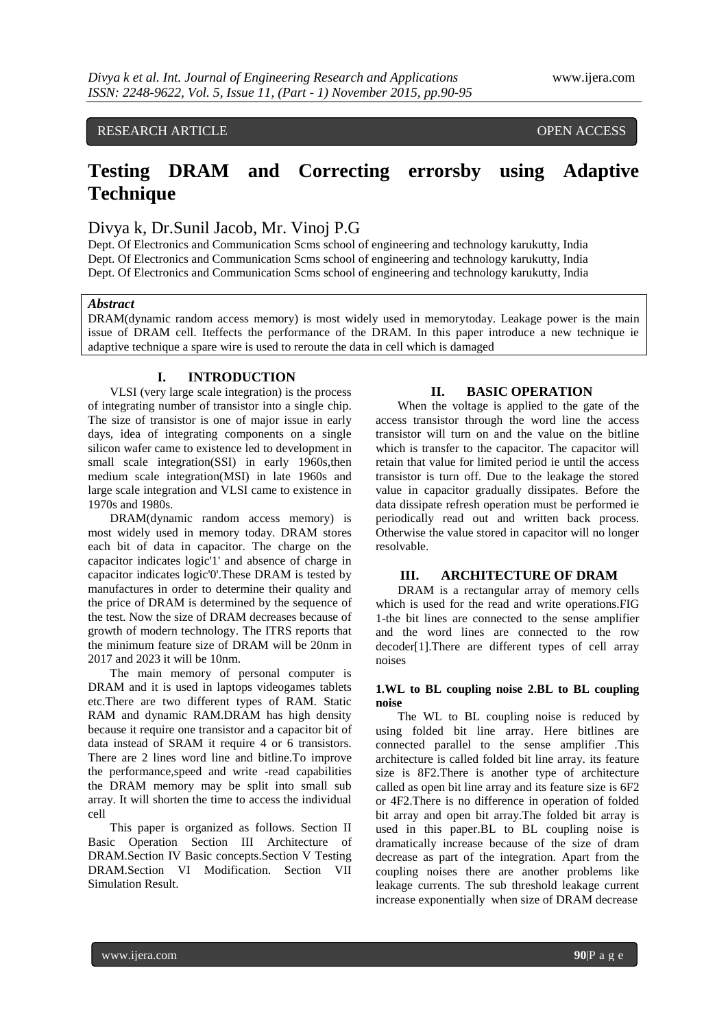RESEARCH ARTICLE OPEN ACCESS

# Testing DRAM and Correcting errorsby using Adaptive Technique

Divya k, Dr.Sunil Jacob, Mr. Vinoj P.G

Dept. Of Electronics and Communication Scms school of engineering and technology karukutty, India
Dept. Of Electronics and Communication Scms school of engineering and technology karukutty, India
Dept. Of Electronics and Communication Scms school of engineering and technology karukutty, India

***Abstract***

DRAM(dynamic random access memory) is most widely used in memorytoday. Leakage power is the main issue of DRAM cell. Iteffects the performance of the DRAM. In this paper introduce a new technique ie adaptive technique a spare wire is used to reroute the data in cell which is damaged

## I. INTRODUCTION

VLSI (very large scale integration) is the process of integrating number of transistor into a single chip. The size of transistor is one of major issue in early days, idea of integrating components on a single silicon wafer came to existence led to development in small scale integration(SSI) in early 1960s,then medium scale integration(MSI) in late 1960s and large scale integration and VLSI came to existence in 1970s and 1980s.

DRAM(dynamic random access memory) is most widely used in memory today. DRAM stores each bit of data in capacitor. The charge on the capacitor indicates logic'1' and absence of charge in capacitor indicates logic'0'.These DRAM is tested by manufactures in order to determine their quality and the price of DRAM is determined by the sequence of the test. Now the size of DRAM decreases because of growth of modern technology. The ITRS reports that the minimum feature size of DRAM will be 20nm in 2017 and 2023 it will be 10nm.

The main memory of personal computer is DRAM and it is used in laptops videogames tablets etc.There are two different types of RAM. Static RAM and dynamic RAM.DRAM has high density because it require one transistor and a capacitor bit of data instead of SRAM it require 4 or 6 transistors. There are 2 lines word line and bitline.To improve the performance,speed and write -read capabilities the DRAM memory may be split into small sub array. It will shorten the time to access the individual cell

This paper is organized as follows. Section II Basic Operation Section III Architecture of DRAM.Section IV Basic concepts.Section V Testing DRAM.Section VI Modification. Section VII Simulation Result.

## II. BASIC OPERATION

When the voltage is applied to the gate of the access transistor through the word line the access transistor will turn on and the value on the bitline which is transfer to the capacitor. The capacitor will retain that value for limited period ie until the access transistor is turn off. Due to the leakage the stored value in capacitor gradually dissipates. Before the data dissipate refresh operation must be performed ie periodically read out and written back process. Otherwise the value stored in capacitor will no longer resolvable.

## III. ARCHITECTURE OF DRAM

DRAM is a rectangular array of memory cells which is used for the read and write operations.FIG 1-the bit lines are connected to the sense amplifier and the word lines are connected to the row decoder[1].There are different types of cell array noises

**1.WL to BL coupling noise 2.BL to BL coupling noise**

The WL to BL coupling noise is reduced by using folded bit line array. Here bitlines are connected parallel to the sense amplifier .This architecture is called folded bit line array. its feature size is 8F2.There is another type of architecture called as open bit line array and its feature size is 6F2 or 4F2.There is no difference in operation of folded bit array and open bit array.The folded bit array is used in this paper.BL to BL coupling noise is dramatically increase because of the size of dram decrease as part of the integration. Apart from the coupling noises there are another problems like leakage currents. The sub threshold leakage current increase exponentially when size of DRAM decrease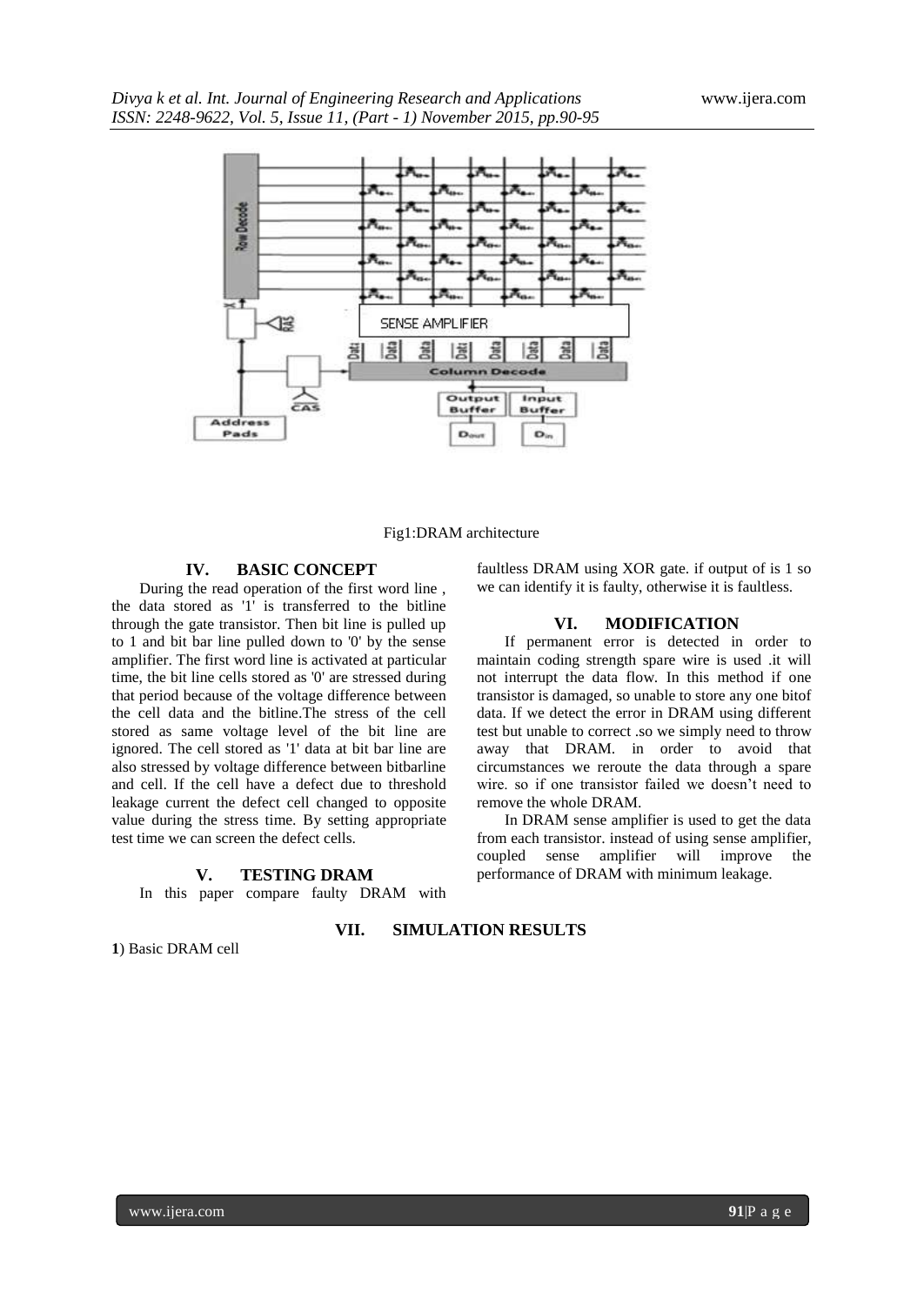Fig1:DRAM architecture

## IV. BASIC CONCEPT

During the read operation of the first word line , the data stored as '1' is transferred to the bitline through the gate transistor. Then bit line is pulled up to 1 and bit bar line pulled down to '0' by the sense amplifier. The first word line is activated at particular time, the bit line cells stored as '0' are stressed during that period because of the voltage difference between the cell data and the bitline.The stress of the cell stored as same voltage level of the bit line are ignored. The cell stored as '1' data at bit bar line are also stressed by voltage difference between bitbarline and cell. If the cell have a defect due to threshold leakage current the defect cell changed to opposite value during the stress time. By setting appropriate test time we can screen the defect cells.

## V. TESTING DRAM

In this paper compare faulty DRAM with faultless DRAM using XOR gate. if output of is 1 so we can identify it is faulty, otherwise it is faultless.

## VI. MODIFICATION

If permanent error is detected in order to maintain coding strength spare wire is used .it will not interrupt the data flow. In this method if one transistor is damaged, so unable to store any one bitof data. If we detect the error in DRAM using different test but unable to correct .so we simply need to throw away that DRAM. in order to avoid that circumstances we reroute the data through a spare wire. so if one transistor failed we doesn't need to remove the whole DRAM.

In DRAM sense amplifier is used to get the data from each transistor. instead of using sense amplifier, coupled sense amplifier will improve the performance of DRAM with minimum leakage.

## VII. SIMULATION RESULTS

**1**) Basic DRAM cell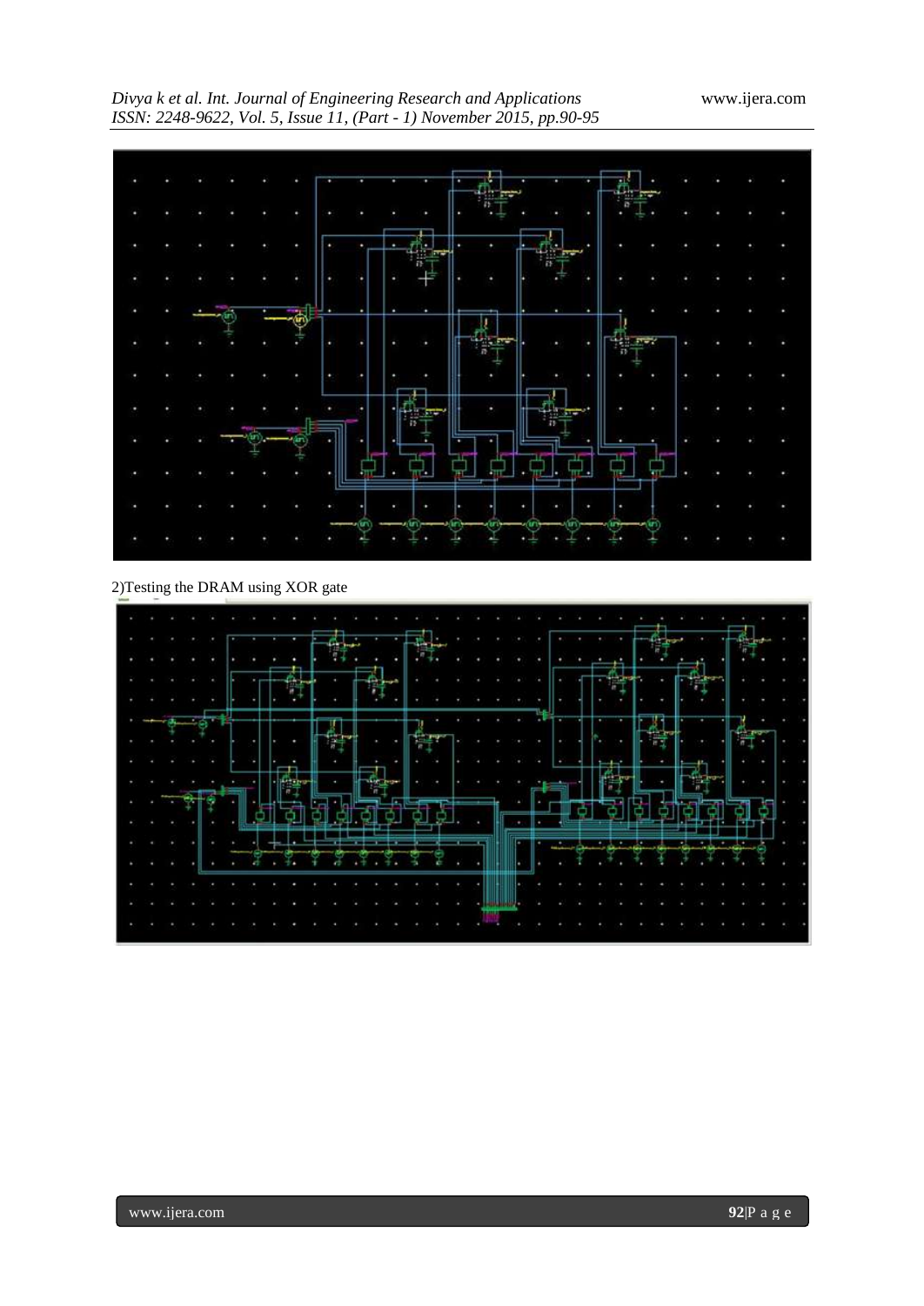2)Testing the DRAM using XOR gate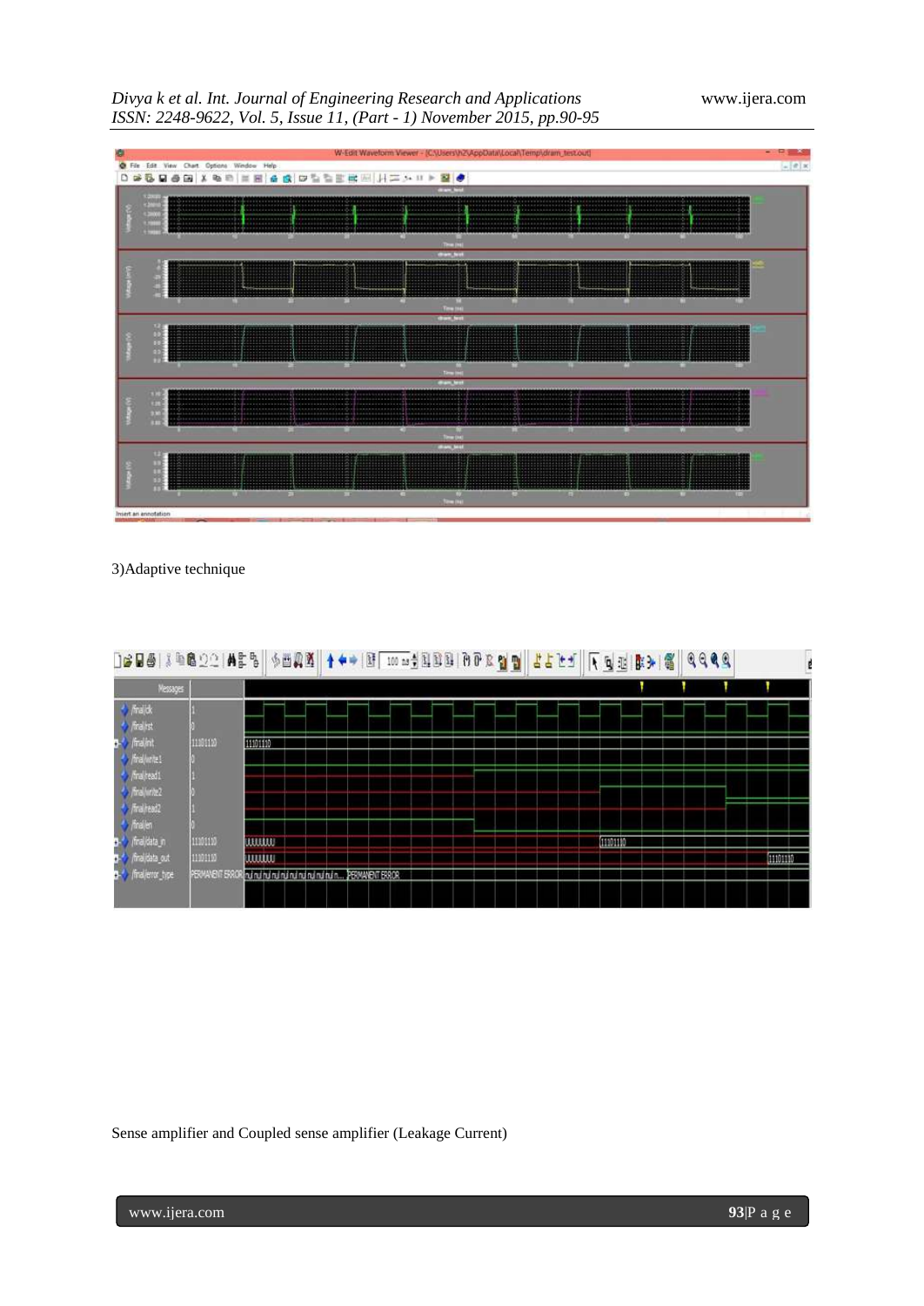3)Adaptive technique

Sense amplifier and Coupled sense amplifier (Leakage Current)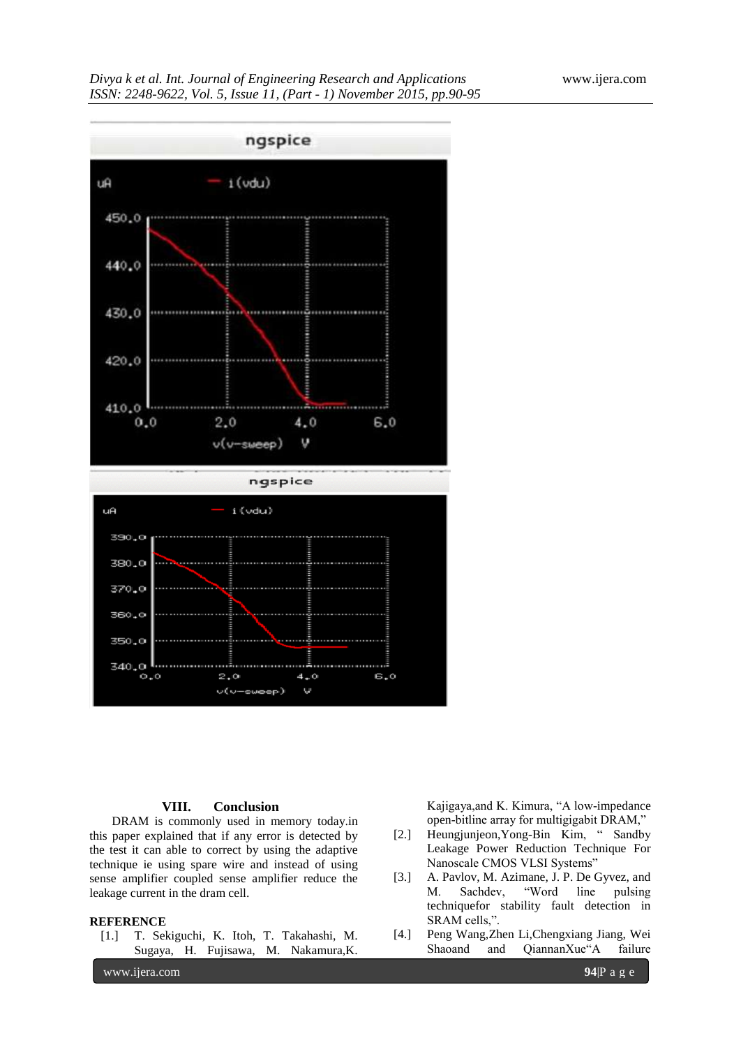## VIII. Conclusion

DRAM is commonly used in memory today.in this paper explained that if any error is detected by the test it can able to correct by using the adaptive technique ie using spare wire and instead of using sense amplifier coupled sense amplifier reduce the leakage current in the dram cell.

## REFERENCE

[1.] T. Sekiguchi, K. Itoh, T. Takahashi, M. Sugaya, H. Fujisawa, M. Nakamura,K. Kajigaya,and K. Kimura, “A low-impedance open-bitline array for multigigabit DRAM,”

[2.] Heungjunjeon,Yong-Bin Kim, “ Sandby Leakage Power Reduction Technique For Nanoscale CMOS VLSI Systems”

[3.] A. Pavlov, M. Azimane, J. P. De Gyvez, and M. Sachdev, “Word line pulsing techniquefor stability fault detection in SRAM cells,”.

[4.] Peng Wang,Zhen Li,Chengxiang Jiang, Wei Shaoand and QiannanXue“A failure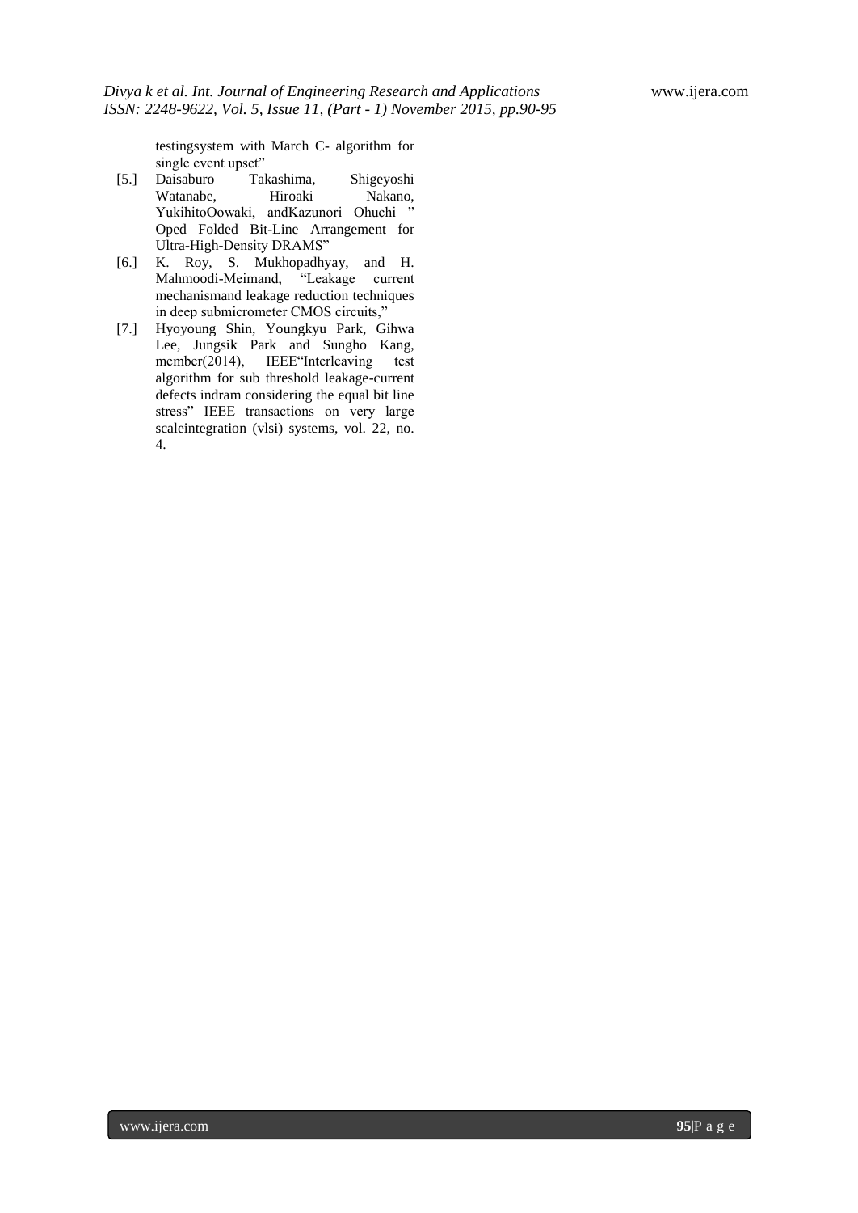testingsystem with March C- algorithm for single event upset"

- [5.] Daisaburo Takashima, Shigeyoshi Watanabe, Hiroaki Nakano, YukihitoOowaki, andKazunori Ohuchi " Oped Folded Bit-Line Arrangement for Ultra-High-Density DRAMS"
- [6.] K. Roy, S. Mukhopadhyay, and H. Mahmoodi-Meimand, "Leakage current mechanismand leakage reduction techniques in deep submicrometer CMOS circuits,"
- [7.] Hyoyoung Shin, Youngkyu Park, Gihwa Lee, Jungsik Park and Sungho Kang, member(2014), IEEE"Interleaving test algorithm for sub threshold leakage-current defects indram considering the equal bit line stress" IEEE transactions on very large scaleintegration (vlsi) systems, vol. 22, no. 4.